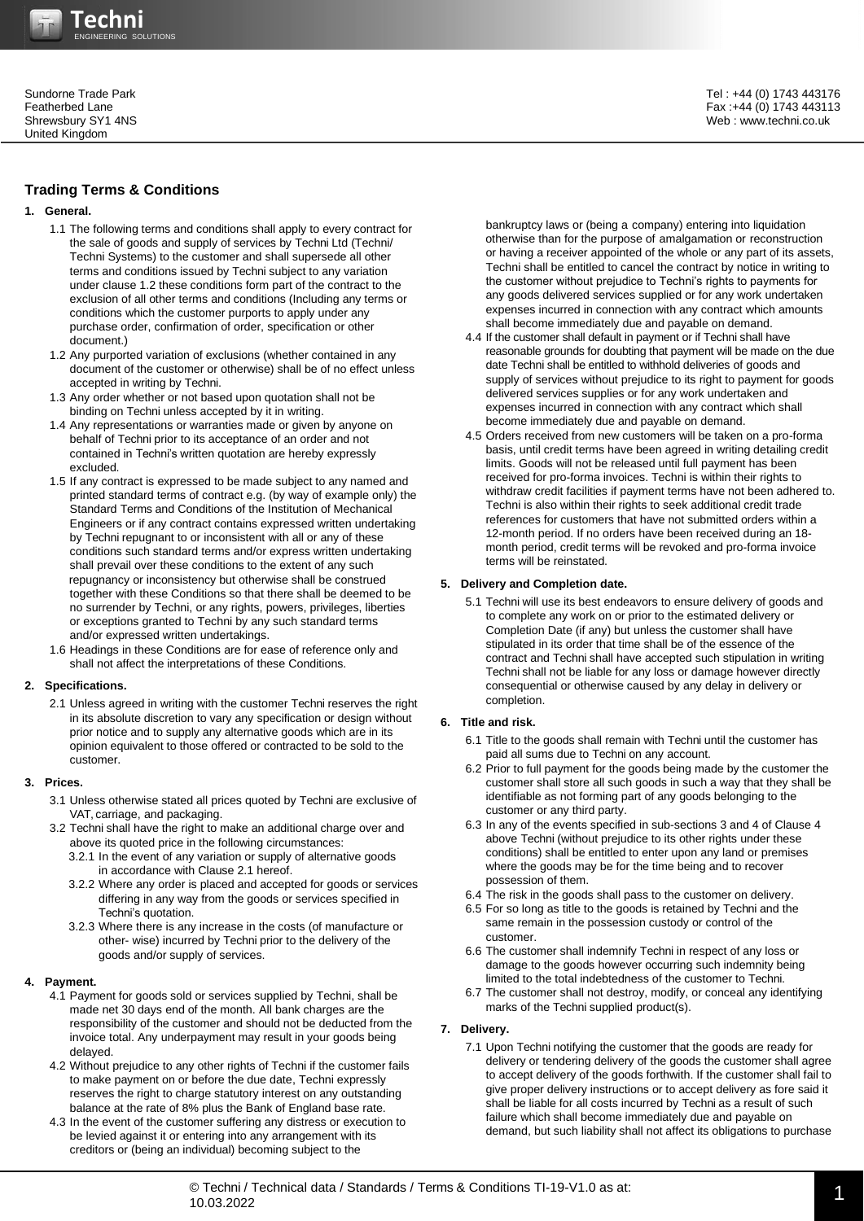Sundorne Trade Park
Featherbed Lane
Shrewsbury SY1 4NS
United Kingdom

Tel : +44 (0) 1743 443176
Fax :+44 (0) 1743 443113
Web : www.techni.co.uk

## Trading Terms & Conditions

### 1. General.

1.1 The following terms and conditions shall apply to every contract for the sale of goods and supply of services by Techni Ltd (Techni/ Techni Systems) to the customer and shall supersede all other terms and conditions issued by Techni subject to any variation under clause 1.2 these conditions form part of the contract to the exclusion of all other terms and conditions (Including any terms or conditions which the customer purports to apply under any purchase order, confirmation of order, specification or other document.)

1.2 Any purported variation of exclusions (whether contained in any document of the customer or otherwise) shall be of no effect unless accepted in writing by Techni.

1.3 Any order whether or not based upon quotation shall not be binding on Techni unless accepted by it in writing.

1.4 Any representations or warranties made or given by anyone on behalf of Techni prior to its acceptance of an order and not contained in Techni's written quotation are hereby expressly excluded.

1.5 If any contract is expressed to be made subject to any named and printed standard terms of contract e.g. (by way of example only) the Standard Terms and Conditions of the Institution of Mechanical Engineers or if any contract contains expressed written undertaking by Techni repugnant to or inconsistent with all or any of these conditions such standard terms and/or express written undertaking shall prevail over these conditions to the extent of any such repugnancy or inconsistency but otherwise shall be construed together with these Conditions so that there shall be deemed to be no surrender by Techni, or any rights, powers, privileges, liberties or exceptions granted to Techni by any such standard terms and/or expressed written undertakings.

1.6 Headings in these Conditions are for ease of reference only and shall not affect the interpretations of these Conditions.

### 2. Specifications.

2.1 Unless agreed in writing with the customer Techni reserves the right in its absolute discretion to vary any specification or design without prior notice and to supply any alternative goods which are in its opinion equivalent to those offered or contracted to be sold to the customer.

### 3. Prices.

3.1 Unless otherwise stated all prices quoted by Techni are exclusive of VAT, carriage, and packaging.

3.2 Techni shall have the right to make an additional charge over and above its quoted price in the following circumstances:

3.2.1 In the event of any variation or supply of alternative goods in accordance with Clause 2.1 hereof.

3.2.2 Where any order is placed and accepted for goods or services differing in any way from the goods or services specified in Techni's quotation.

3.2.3 Where there is any increase in the costs (of manufacture or other- wise) incurred by Techni prior to the delivery of the goods and/or supply of services.

### 4. Payment.

4.1 Payment for goods sold or services supplied by Techni, shall be made net 30 days end of the month. All bank charges are the responsibility of the customer and should not be deducted from the invoice total. Any underpayment may result in your goods being delayed.

4.2 Without prejudice to any other rights of Techni if the customer fails to make payment on or before the due date, Techni expressly reserves the right to charge statutory interest on any outstanding balance at the rate of 8% plus the Bank of England base rate.

4.3 In the event of the customer suffering any distress or execution to be levied against it or entering into any arrangement with its creditors or (being an individual) becoming subject to the bankruptcy laws or (being a company) entering into liquidation otherwise than for the purpose of amalgamation or reconstruction or having a receiver appointed of the whole or any part of its assets, Techni shall be entitled to cancel the contract by notice in writing to the customer without prejudice to Techni's rights to payments for any goods delivered services supplied or for any work undertaken expenses incurred in connection with any contract which amounts shall become immediately due and payable on demand.

4.4 If the customer shall default in payment or if Techni shall have reasonable grounds for doubting that payment will be made on the due date Techni shall be entitled to withhold deliveries of goods and supply of services without prejudice to its right to payment for goods delivered services supplies or for any work undertaken and expenses incurred in connection with any contract which shall become immediately due and payable on demand.

4.5 Orders received from new customers will be taken on a pro-forma basis, until credit terms have been agreed in writing detailing credit limits. Goods will not be released until full payment has been received for pro-forma invoices. Techni is within their rights to withdraw credit facilities if payment terms have not been adhered to. Techni is also within their rights to seek additional credit trade references for customers that have not submitted orders within a 12-month period. If no orders have been received during an 18-month period, credit terms will be revoked and pro-forma invoice terms will be reinstated.

### 5. Delivery and Completion date.

5.1 Techni will use its best endeavors to ensure delivery of goods and to complete any work on or prior to the estimated delivery or Completion Date (if any) but unless the customer shall have stipulated in its order that time shall be of the essence of the contract and Techni shall have accepted such stipulation in writing Techni shall not be liable for any loss or damage however directly consequential or otherwise caused by any delay in delivery or completion.

### 6. Title and risk.

6.1 Title to the goods shall remain with Techni until the customer has paid all sums due to Techni on any account.

6.2 Prior to full payment for the goods being made by the customer the customer shall store all such goods in such a way that they shall be identifiable as not forming part of any goods belonging to the customer or any third party.

6.3 In any of the events specified in sub-sections 3 and 4 of Clause 4 above Techni (without prejudice to its other rights under these conditions) shall be entitled to enter upon any land or premises where the goods may be for the time being and to recover possession of them.

6.4 The risk in the goods shall pass to the customer on delivery.

6.5 For so long as title to the goods is retained by Techni and the same remain in the possession custody or control of the customer.

6.6 The customer shall indemnify Techni in respect of any loss or damage to the goods however occurring such indemnity being limited to the total indebtedness of the customer to Techni.

6.7 The customer shall not destroy, modify, or conceal any identifying marks of the Techni supplied product(s).

### 7. Delivery.

7.1 Upon Techni notifying the customer that the goods are ready for delivery or tendering delivery of the goods the customer shall agree to accept delivery of the goods forthwith. If the customer shall fail to give proper delivery instructions or to accept delivery as fore said it shall be liable for all costs incurred by Techni as a result of such failure which shall become immediately due and payable on demand, but such liability shall not affect its obligations to purchase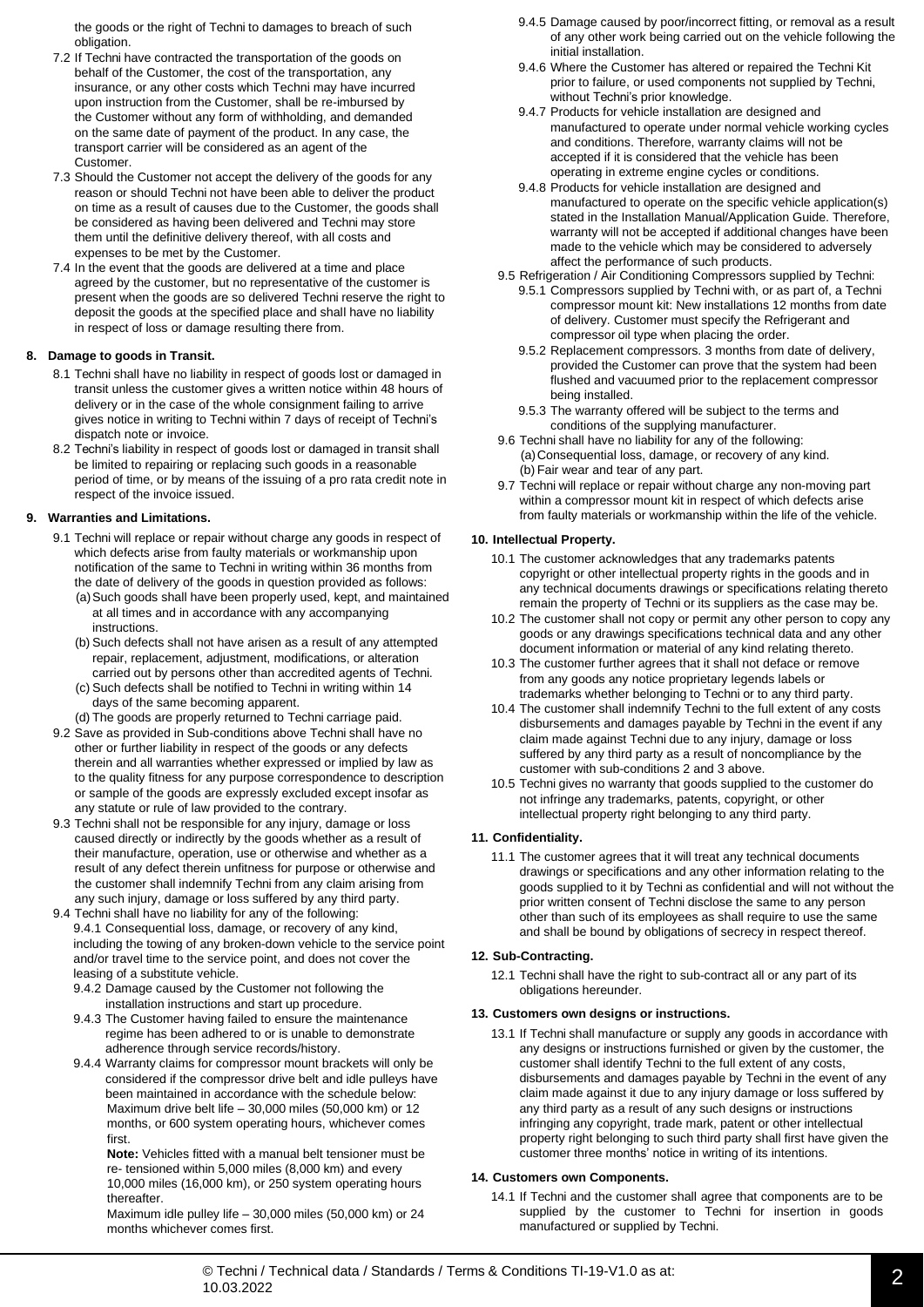the goods or the right of Techni to damages to breach of such obligation.

7.2 If Techni have contracted the transportation of the goods on behalf of the Customer, the cost of the transportation, any insurance, or any other costs which Techni may have incurred upon instruction from the Customer, shall be re-imbursed by the Customer without any form of withholding, and demanded on the same date of payment of the product. In any case, the transport carrier will be considered as an agent of the Customer.

7.3 Should the Customer not accept the delivery of the goods for any reason or should Techni not have been able to deliver the product on time as a result of causes due to the Customer, the goods shall be considered as having been delivered and Techni may store them until the definitive delivery thereof, with all costs and expenses to be met by the Customer.

7.4 In the event that the goods are delivered at a time and place agreed by the customer, but no representative of the customer is present when the goods are so delivered Techni reserve the right to deposit the goods at the specified place and shall have no liability in respect of loss or damage resulting there from.

## 8. Damage to goods in Transit.

8.1 Techni shall have no liability in respect of goods lost or damaged in transit unless the customer gives a written notice within 48 hours of delivery or in the case of the whole consignment failing to arrive gives notice in writing to Techni within 7 days of receipt of Techni's dispatch note or invoice.

8.2 Techni's liability in respect of goods lost or damaged in transit shall be limited to repairing or replacing such goods in a reasonable period of time, or by means of the issuing of a pro rata credit note in respect of the invoice issued.

## 9. Warranties and Limitations.

9.1 Techni will replace or repair without charge any goods in respect of which defects arise from faulty materials or workmanship upon notification of the same to Techni in writing within 36 months from the date of delivery of the goods in question provided as follows:

(a) Such goods shall have been properly used, kept, and maintained at all times and in accordance with any accompanying instructions.

(b) Such defects shall not have arisen as a result of any attempted repair, replacement, adjustment, modifications, or alteration carried out by persons other than accredited agents of Techni.

(c) Such defects shall be notified to Techni in writing within 14 days of the same becoming apparent.

(d) The goods are properly returned to Techni carriage paid.

9.2 Save as provided in Sub-conditions above Techni shall have no other or further liability in respect of the goods or any defects therein and all warranties whether expressed or implied by law as to the quality fitness for any purpose correspondence to description or sample of the goods are expressly excluded except insofar as any statute or rule of law provided to the contrary.

9.3 Techni shall not be responsible for any injury, damage or loss caused directly or indirectly by the goods whether as a result of their manufacture, operation, use or otherwise and whether as a result of any defect therein unfitness for purpose or otherwise and the customer shall indemnify Techni from any claim arising from any such injury, damage or loss suffered by any third party.

9.4 Techni shall have no liability for any of the following:

9.4.1 Consequential loss, damage, or recovery of any kind, including the towing of any broken-down vehicle to the service point and/or travel time to the service point, and does not cover the leasing of a substitute vehicle.

9.4.2 Damage caused by the Customer not following the installation instructions and start up procedure.

9.4.3 The Customer having failed to ensure the maintenance regime has been adhered to or is unable to demonstrate adherence through service records/history.

9.4.4 Warranty claims for compressor mount brackets will only be considered if the compressor drive belt and idle pulleys have been maintained in accordance with the schedule below:
Maximum drive belt life – 30,000 miles (50,000 km) or 12 months, or 600 system operating hours, whichever comes first.

**Note:** Vehicles fitted with a manual belt tensioner must be re- tensioned within 5,000 miles (8,000 km) and every 10,000 miles (16,000 km), or 250 system operating hours thereafter.

Maximum idle pulley life – 30,000 miles (50,000 km) or 24 months whichever comes first.

9.4.5 Damage caused by poor/incorrect fitting, or removal as a result of any other work being carried out on the vehicle following the initial installation.

9.4.6 Where the Customer has altered or repaired the Techni Kit prior to failure, or used components not supplied by Techni, without Techni's prior knowledge.

9.4.7 Products for vehicle installation are designed and manufactured to operate under normal vehicle working cycles and conditions. Therefore, warranty claims will not be accepted if it is considered that the vehicle has been operating in extreme engine cycles or conditions.

9.4.8 Products for vehicle installation are designed and manufactured to operate on the specific vehicle application(s) stated in the Installation Manual/Application Guide. Therefore, warranty will not be accepted if additional changes have been made to the vehicle which may be considered to adversely affect the performance of such products.

9.5 Refrigeration / Air Conditioning Compressors supplied by Techni:

9.5.1 Compressors supplied by Techni with, or as part of, a Techni compressor mount kit: New installations 12 months from date of delivery. Customer must specify the Refrigerant and compressor oil type when placing the order.

9.5.2 Replacement compressors. 3 months from date of delivery, provided the Customer can prove that the system had been flushed and vacuumed prior to the replacement compressor being installed.

9.5.3 The warranty offered will be subject to the terms and conditions of the supplying manufacturer.

9.6 Techni shall have no liability for any of the following:

(a) Consequential loss, damage, or recovery of any kind.

(b) Fair wear and tear of any part.

9.7 Techni will replace or repair without charge any non-moving part within a compressor mount kit in respect of which defects arise from faulty materials or workmanship within the life of the vehicle.

## 10. Intellectual Property.

10.1 The customer acknowledges that any trademarks patents copyright or other intellectual property rights in the goods and in any technical documents drawings or specifications relating thereto remain the property of Techni or its suppliers as the case may be.

10.2 The customer shall not copy or permit any other person to copy any goods or any drawings specifications technical data and any other document information or material of any kind relating thereto.

10.3 The customer further agrees that it shall not deface or remove from any goods any notice proprietary legends labels or trademarks whether belonging to Techni or to any third party.

10.4 The customer shall indemnify Techni to the full extent of any costs disbursements and damages payable by Techni in the event if any claim made against Techni due to any injury, damage or loss suffered by any third party as a result of noncompliance by the customer with sub-conditions 2 and 3 above.

10.5 Techni gives no warranty that goods supplied to the customer do not infringe any trademarks, patents, copyright, or other intellectual property right belonging to any third party.

## 11. Confidentiality.

11.1 The customer agrees that it will treat any technical documents drawings or specifications and any other information relating to the goods supplied to it by Techni as confidential and will not without the prior written consent of Techni disclose the same to any person other than such of its employees as shall require to use the same and shall be bound by obligations of secrecy in respect thereof.

## 12. Sub-Contracting.

12.1 Techni shall have the right to sub-contract all or any part of its obligations hereunder.

## 13. Customers own designs or instructions.

13.1 If Techni shall manufacture or supply any goods in accordance with any designs or instructions furnished or given by the customer, the customer shall identify Techni to the full extent of any costs, disbursements and damages payable by Techni in the event of any claim made against it due to any injury damage or loss suffered by any third party as a result of any such designs or instructions infringing any copyright, trade mark, patent or other intellectual property right belonging to such third party shall first have given the customer three months' notice in writing of its intentions.

## 14. Customers own Components.

14.1 If Techni and the customer shall agree that components are to be supplied by the customer to Techni for insertion in goods manufactured or supplied by Techni.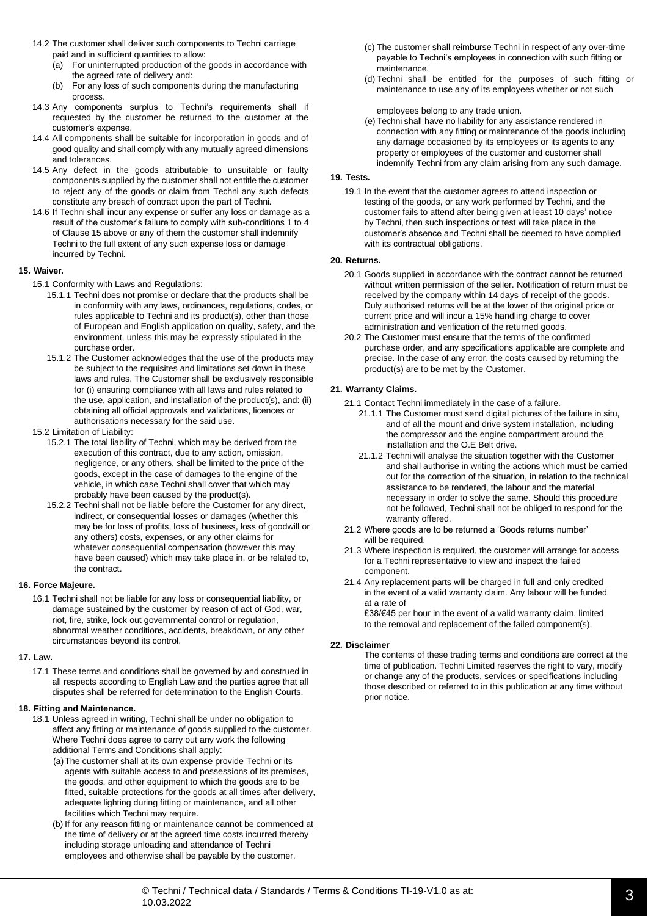14.2 The customer shall deliver such components to Techni carriage paid and in sufficient quantities to allow:

(a) For uninterrupted production of the goods in accordance with the agreed rate of delivery and:

(b) For any loss of such components during the manufacturing process.

14.3 Any components surplus to Techni's requirements shall if requested by the customer be returned to the customer at the customer's expense.

14.4 All components shall be suitable for incorporation in goods and of good quality and shall comply with any mutually agreed dimensions and tolerances.

14.5 Any defect in the goods attributable to unsuitable or faulty components supplied by the customer shall not entitle the customer to reject any of the goods or claim from Techni any such defects constitute any breach of contract upon the part of Techni.

14.6 If Techni shall incur any expense or suffer any loss or damage as a result of the customer's failure to comply with sub-conditions 1 to 4 of Clause 15 above or any of them the customer shall indemnify Techni to the full extent of any such expense loss or damage incurred by Techni.

## 15. Waiver.

15.1 Conformity with Laws and Regulations:

15.1.1 Techni does not promise or declare that the products shall be in conformity with any laws, ordinances, regulations, codes, or rules applicable to Techni and its product(s), other than those of European and English application on quality, safety, and the environment, unless this may be expressly stipulated in the purchase order.

15.1.2 The Customer acknowledges that the use of the products may be subject to the requisites and limitations set down in these laws and rules. The Customer shall be exclusively responsible for (i) ensuring compliance with all laws and rules related to the use, application, and installation of the product(s), and: (ii) obtaining all official approvals and validations, licences or authorisations necessary for the said use.

15.2 Limitation of Liability:

15.2.1 The total liability of Techni, which may be derived from the execution of this contract, due to any action, omission, negligence, or any others, shall be limited to the price of the goods, except in the case of damages to the engine of the vehicle, in which case Techni shall cover that which may probably have been caused by the product(s).

15.2.2 Techni shall not be liable before the Customer for any direct, indirect, or consequential losses or damages (whether this may be for loss of profits, loss of business, loss of goodwill or any others) costs, expenses, or any other claims for whatever consequential compensation (however this may have been caused) which may take place in, or be related to, the contract.

## 16. Force Majeure.

16.1 Techni shall not be liable for any loss or consequential liability, or damage sustained by the customer by reason of act of God, war, riot, fire, strike, lock out governmental control or regulation, abnormal weather conditions, accidents, breakdown, or any other circumstances beyond its control.

## 17. Law.

17.1 These terms and conditions shall be governed by and construed in all respects according to English Law and the parties agree that all disputes shall be referred for determination to the English Courts.

## 18. Fitting and Maintenance.

18.1 Unless agreed in writing, Techni shall be under no obligation to affect any fitting or maintenance of goods supplied to the customer. Where Techni does agree to carry out any work the following additional Terms and Conditions shall apply:

(a) The customer shall at its own expense provide Techni or its agents with suitable access to and possessions of its premises, the goods, and other equipment to which the goods are to be fitted, suitable protections for the goods at all times after delivery, adequate lighting during fitting or maintenance, and all other facilities which Techni may require.

(b) If for any reason fitting or maintenance cannot be commenced at the time of delivery or at the agreed time costs incurred thereby including storage unloading and attendance of Techni employees and otherwise shall be payable by the customer.

(c) The customer shall reimburse Techni in respect of any over-time payable to Techni's employees in connection with such fitting or maintenance.

(d) Techni shall be entitled for the purposes of such fitting or maintenance to use any of its employees whether or not such employees belong to any trade union.

(e) Techni shall have no liability for any assistance rendered in connection with any fitting or maintenance of the goods including any damage occasioned by its employees or its agents to any property or employees of the customer and customer shall indemnify Techni from any claim arising from any such damage.

## 19. Tests.

19.1 In the event that the customer agrees to attend inspection or testing of the goods, or any work performed by Techni, and the customer fails to attend after being given at least 10 days' notice by Techni, then such inspections or test will take place in the customer's absence and Techni shall be deemed to have complied with its contractual obligations.

## 20. Returns.

20.1 Goods supplied in accordance with the contract cannot be returned without written permission of the seller. Notification of return must be received by the company within 14 days of receipt of the goods. Duly authorised returns will be at the lower of the original price or current price and will incur a 15% handling charge to cover administration and verification of the returned goods.

20.2 The Customer must ensure that the terms of the confirmed purchase order, and any specifications applicable are complete and precise. In the case of any error, the costs caused by returning the product(s) are to be met by the Customer.

## 21. Warranty Claims.

21.1 Contact Techni immediately in the case of a failure.

21.1.1 The Customer must send digital pictures of the failure in situ, and of all the mount and drive system installation, including the compressor and the engine compartment around the installation and the O.E Belt drive.

21.1.2 Techni will analyse the situation together with the Customer and shall authorise in writing the actions which must be carried out for the correction of the situation, in relation to the technical assistance to be rendered, the labour and the material necessary in order to solve the same. Should this procedure not be followed, Techni shall not be obliged to respond for the warranty offered.

21.2 Where goods are to be returned a 'Goods returns number' will be required.

21.3 Where inspection is required, the customer will arrange for access for a Techni representative to view and inspect the failed component.

21.4 Any replacement parts will be charged in full and only credited in the event of a valid warranty claim. Any labour will be funded at a rate of £38/€45 per hour in the event of a valid warranty claim, limited to the removal and replacement of the failed component(s).

## 22. Disclaimer

The contents of these trading terms and conditions are correct at the time of publication. Techni Limited reserves the right to vary, modify or change any of the products, services or specifications including those described or referred to in this publication at any time without prior notice.